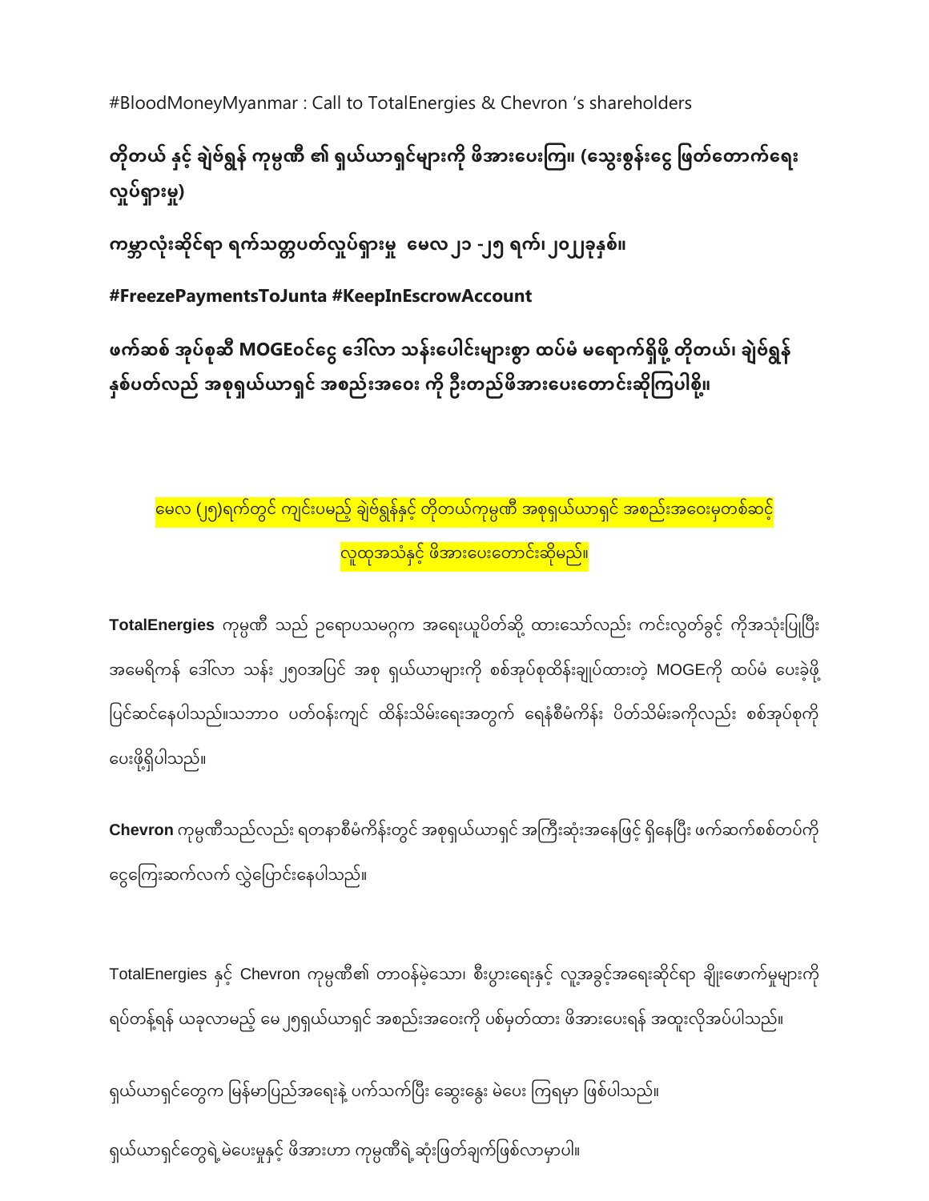#BloodMoneyMyanmar : Call to TotalEnergies & Chevron 's shareholders

**တိုတယ် နှင့် ချဲဗ်ရွှန် ကုမ္ပဏီ ၏ ရှယ်ယာရှင်များကို ဖိအားပေးကြ။ (သွေးစွန်းငွေ ဖြတ်တောက်ရေး လှုပ်ရှားမှု)**

**ကမ္ဘာလုံးဆိုင်ရာ ရက်သတ္တပတ်လှုပ်ရှားမှု  မေလ ၂၁ -၂၅ ရက်၊ ၂၀၂၂ခုနှစ်။**

**#FreezePaymentsToJunta #KeepInEscrowAccount**

**ဖက်ဆစ် အုပ်စုဆီ MOGEဝင်ငွေ ဒေါ်လာ သန်းပေါင်းများစွာ ထပ်မံ မရောက်ရှိဖို့ တိုတယ်၊ ချဲဗ်ရွှန် နှစ်ပတ်လည် အစုရှယ်ယာရှင် အစည်းအဝေး ကို ဦးတည်ဖိအားပေးတောင်းဆိုကြပါစို့။**

မေလ (၂၅)ရက်တွင် ကျင်းပမည့် ချဲဗ်ရွှန်နှင့် တိုတယ်ကုမ္ပဏီ အစုရှယ်ယာရှင် အစည်းအဝေးမှတစ်ဆင့် လူထုအသံနှင့် ဖိအားပေးတောင်းဆိုမည်။

**TotalEnergies** ကုမ္ပဏီ သည် ဥရောပသမဂ္ဂက အရေးယူပိတ်ဆို့ ထားသော်လည်း ကင်းလွတ်ခွင့် ကိုအသုံးပြုပြီး အမေရိကန် ဒေါ်လာ သန်း ၂၅၀အပြင် အစု ရှယ်ယာများကို စစ်အုပ်စုထိန်းချုပ်ထားတဲ့ MOGEကို ထပ်မံ ပေးခဲ့ဖို့ ပြင်ဆင်နေပါသည်။သဘာဝ ပတ်ဝန်းကျင် ထိန်းသိမ်းရေးအတွက် ရေနံစီမံကိန်း ပိတ်သိမ်းခကိုလည်း စစ်အုပ်စုကို ပေးဖို့ရှိပါသည်။

**Chevron** ကုမ္ပဏီသည်လည်း ရတနာစီမံကိန်းတွင် အစုရှယ်ယာရှင် အကြီးဆုံးအနေဖြင့် ရှိနေပြီး ဖက်ဆက်စစ်တပ်ကို ငွေကြေးဆက်လက် လွှဲပြောင်းနေပါသည်။

TotalEnergies နှင့် Chevron ကုမ္ပဏီ၏ တာဝန်မဲ့သော၊ စီးပွားရေးနှင့် လူ့အခွင့်အရေးဆိုင်ရာ ချိုးဖောက်မှုများကို ရပ်တန့်ရန် ယခုလာမည့် မေ ၂၅ရှယ်ယာရှင် အစည်းအဝေးကို ပစ်မှတ်ထား ဖိအားပေးရန် အထူးလိုအပ်ပါသည်။

ရှယ်ယာရှင်တွေက မြန်မာပြည်အရေးနဲ့ ပက်သက်ပြီး ဆွေးနွေး မဲပေး ကြရမှာ ဖြစ်ပါသည်။

ရှယ်ယာရှင်တွေရဲ့ မဲပေးမှုနှင့် ဖိအားဟာ ကုမ္ပဏီရဲ့ ဆုံးဖြတ်ချက်ဖြစ်လာမှာပါ။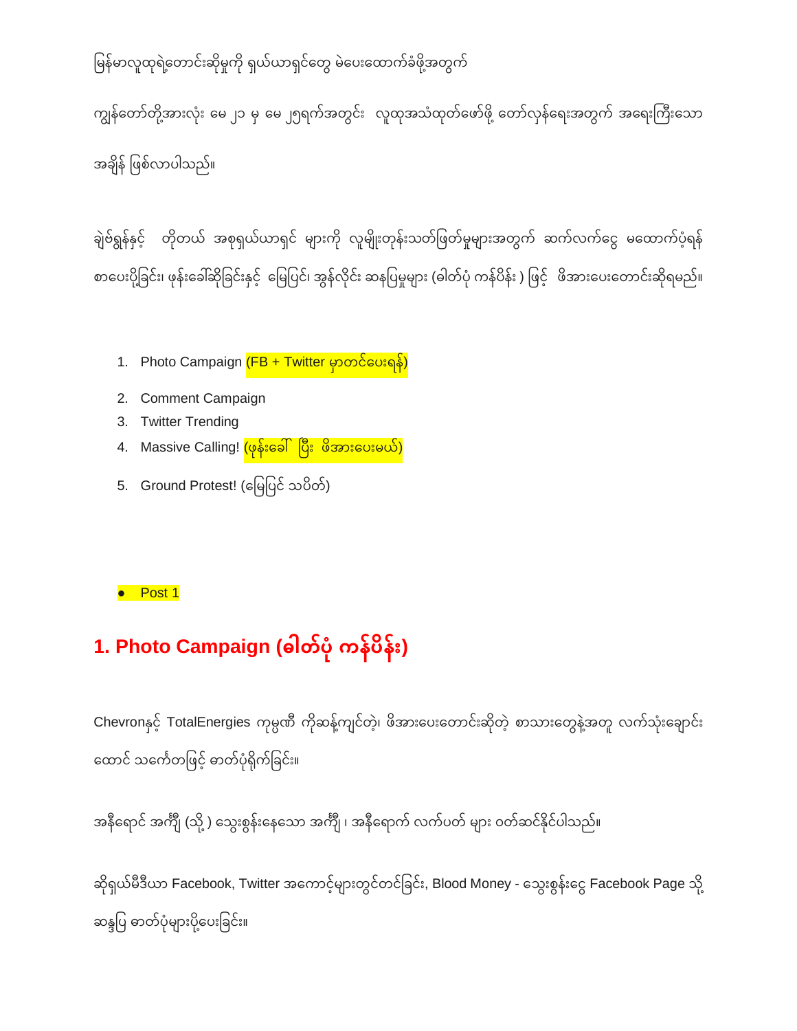မြန်မာလူထုရဲ့တောင်းဆိုမှုကို ရှယ်ယာရှင်တွေ မဲပေးထောက်ခံဖို့အတွက်

ကျွန်တော်တို့အားလုံး မေ ၂၁ မှ မေ ၂၅ရက်အတွင်း လူထုအသံထုတ်ဖော်ဖို့ တော်လှန်ရေးအတွက် အရေးကြီးသော အချိန် ဖြစ်လာပါသည်။

ချဗ်ရွန်နှင့် တိုတယ် အစုရှယ်ယာရှင် များကို လူမျိုးတုန်းသတ်ဖြတ်မှုများအတွက် ဆက်လက်ငွေ မထောက်ပံ့ရန် စာပေးပို့ခြင်း၊ ဖုန်းခေါ်ဆိုခြင်းနှင့် မြေပြင်၊ အွန်လိုင်း ဆန္ဒပြမှုများ (ဓါတ်ပုံ ကန်ပိန်း ) ဖြင့် ဖိအားပေးတောင်းဆိုရမည်။

1. Photo Campaign (FB + Twitter မှာတင်ပေးရန်)
2. Comment Campaign
3. Twitter Trending
4. Massive Calling! (ဖုန်းခေါ် ပြီး ဖိအားပေးမယ်)
5. Ground Protest! (မြေပြင် သပိတ်)

- Post 1

## 1. Photo Campaign (ဓါတ်ပုံ ကန်ပိန်း)

Chevronနှင့် TotalEnergies ကုမ္ပဏီ ကိုဆန့်ကျင်တဲ့၊ ဖိအားပေးတောင်းဆိုတဲ့ စာသားတွေနဲ့အတူ လက်သုံးချောင်း ထောင် သင်္ကေတဖြင့် ဓာတ်ပုံရိုက်ခြင်း။

အနီရောင် အင်္ကျီ (သို့ ) သွေးစွန်းနေသော အင်္ကျီ ၊ အနီရောက် လက်ပတ် များ ဝတ်ဆင်နိုင်ပါသည်။

ဆိုရှယ်မီဒီယာ Facebook, Twitter အကောင့်များတွင်တင်ခြင်း, Blood Money - သွေးစွန်းငွေ Facebook Page သို့ ဆန္ဒပြ ဓာတ်ပုံများပို့ပေးခြင်း။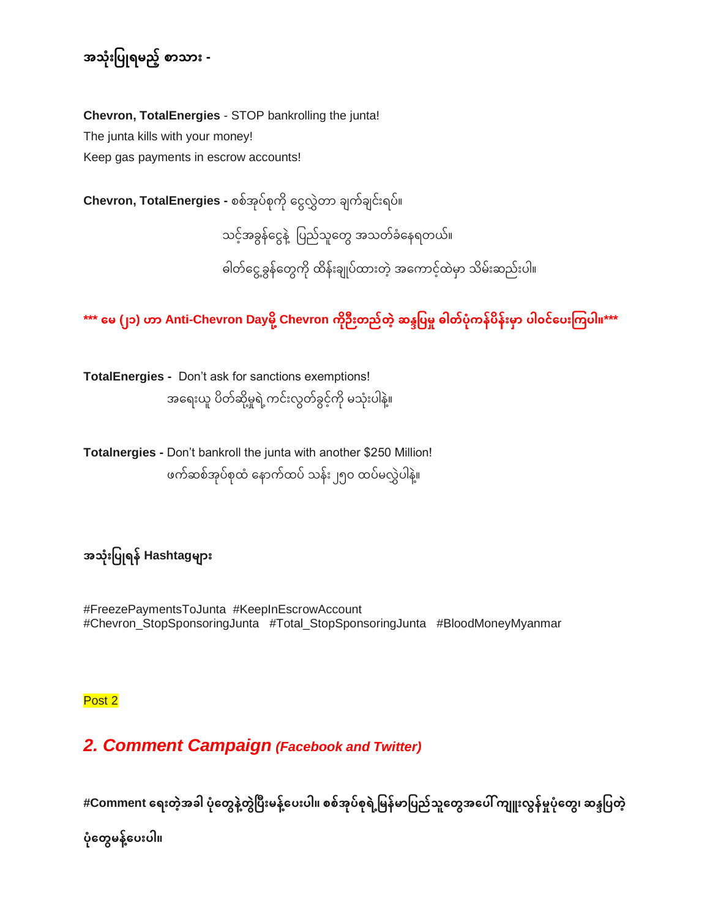**အသုံးပြုရမည့် စာသား -**

**Chevron, TotalEnergies** - STOP bankrolling the junta!
The junta kills with your money!
Keep gas payments in escrow accounts!

**Chevron, TotalEnergies -** စစ်အုပ်စုကို ငွေလွှဲတာ ချက်ချင်းရပ်။
သင့်အခွန်ငွေနဲ့ ပြည်သူတွေ အသတ်ခံနေရတယ်။
ဓါတ်ငွေ့ခွန်တွေကို ထိန်းချုပ်ထားတဲ့ အကောင့်ထဲမှာ သိမ်းဆည်းပါ။

*** မေ (၂၁) ဟာ Anti-Chevron Dayမို့ Chevron ကိုဦးတည်တဲ့ ဆန္ဒပြမှု ဓါတ်ပုံကန်ပိန်းမှာ ပါဝင်ပေးကြပါ။***

**TotalEnergies -** Don't ask for sanctions exemptions!
အရေးယူ ပိတ်ဆို့မှုရဲ့ကင်းလွတ်ခွင့်ကို မသုံးပါနဲ့။

**Totalnergies -** Don't bankroll the junta with another $250 Million!
ဖက်ဆစ်အုပ်စုထံ နောက်ထပ် သန်း ၂၅၀ ထပ်မလွှဲပါနဲ့။

**အသုံးပြုရန် Hashtagများ**

#FreezePaymentsToJunta #KeepInEscrowAccount
#Chevron_StopSponsoringJunta #Total_StopSponsoringJunta #BloodMoneyMyanmar

Post 2

## *2. Comment Campaign (Facebook and Twitter)*

**#Comment ရေးတဲ့အခါ ပုံတွေနဲ့တွဲပြီးမန့်ပေးပါ။ စစ်အုပ်စုရဲ့မြန်မာပြည်သူတွေအပေါ် ကျူးလွန်မှုပုံတွေ၊ ဆန္ဒပြတဲ့ပုံတွေမန့်ပေးပါ။**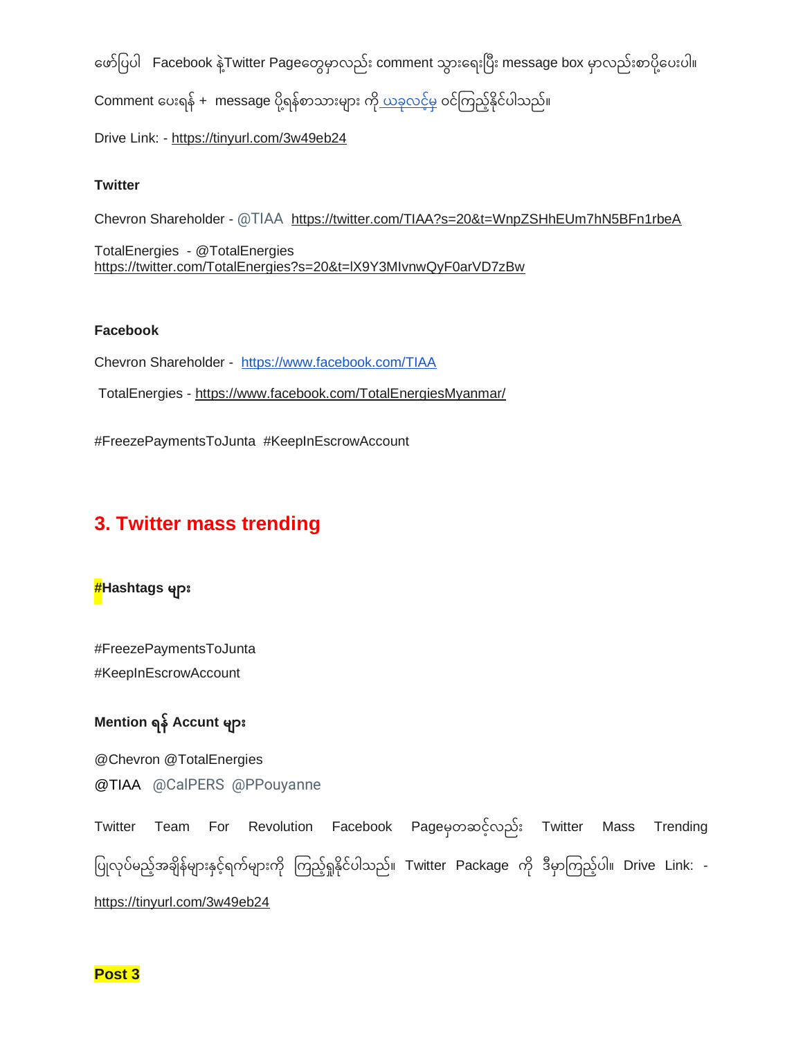ဖော်ပြပါ Facebook နဲ့Twitter Pageတွေမှာလည်း comment သွားရေးပြီး message box မှာလည်းစာပို့ပေးပါ။

Comment ပေးရန် + message ပို့ရန်စာသားများ ကို ယခုလင့်မှ ဝင်ကြည့်နိုင်ပါသည်။

Drive Link: - https://tinyurl.com/3w49eb24

**Twitter**

Chevron Shareholder - @TIAA https://twitter.com/TIAA?s=20&t=WnpZSHhEUm7hN5BFn1rbeA

TotalEnergies - @TotalEnergies
https://twitter.com/TotalEnergies?s=20&t=lX9Y3MIvnwQyF0arVD7zBw

**Facebook**

Chevron Shareholder - https://www.facebook.com/TIAA

TotalEnergies - https://www.facebook.com/TotalEnergiesMyanmar/

#FreezePaymentsToJunta #KeepInEscrowAccount

## 3. Twitter mass trending

**#Hashtags များ**

#FreezePaymentsToJunta
#KeepInEscrowAccount

**Mention ရန် Accunt များ**

@Chevron @TotalEnergies
@TIAA @CalPERS @PPouyanne

Twitter Team For Revolution Facebook Pageမှတဆင့်လည်း Twitter Mass Trending ပြုလုပ်မည့်အချိန်များနှင့်ရက်များကို ကြည့်ရှုနိုင်ပါသည်။ Twitter Package ကို ဒီမှာကြည့်ပါ။ Drive Link: - https://tinyurl.com/3w49eb24

**Post 3**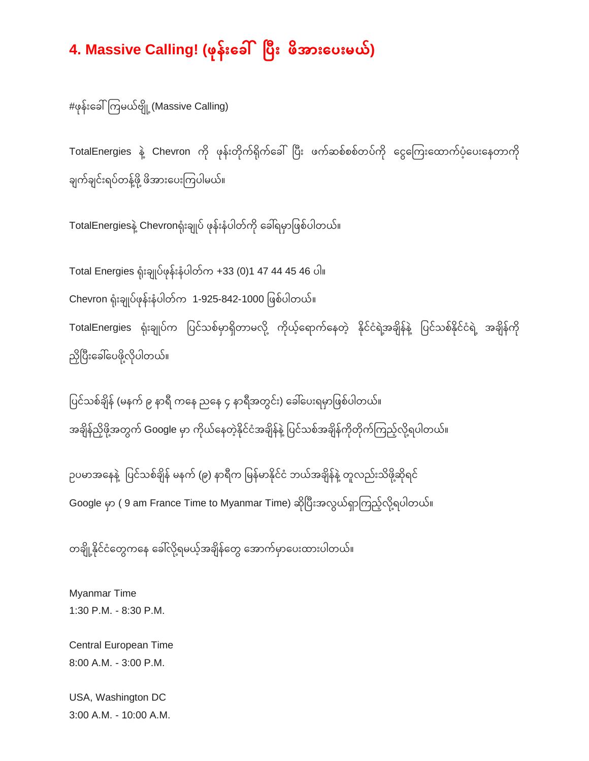## 4. Massive Calling! (ဖုန်းခေါ် ပြီး ဖိအားပေးမယ်)

#ဖုန်းခေါ်ကြမယ်ဗျို့ (Massive Calling)

TotalEnergies နဲ့ Chevron ကို ဖုန်းတိုက်ရိုက်ခေါ် ပြီး ဖက်ဆစ်စစ်တပ်ကို ငွေကြေးထောက်ပံ့ပေးနေတာကို ချက်ချင်းရပ်တန့်ဖို့ ဖိအားပေးကြပါမယ်။

TotalEnergiesနဲ့ Chevronရုံးချုပ် ဖုန်းနံပါတ်ကို ခေါ်ရမှာဖြစ်ပါတယ်။

Total Energies ရုံးချုပ်ဖုန်းနံပါတ်က +33 (0)1 47 44 45 46 ပါ။

Chevron ရုံးချုပ်ဖုန်းနံပါတ်က 1-925-842-1000 ဖြစ်ပါတယ်။

TotalEnergies ရုံးချုပ်က ပြင်သစ်မှာရှိတာမလို့ ကိုယ့်ရောက်နေတဲ့ နိုင်ငံရဲ့အချိန်နဲ့ ပြင်သစ်နိုင်ငံရဲ့ အချိန်ကို ညှိပြီးခေါ်ပေးဖို့လိုပါတယ်။

ပြင်သစ်ချိန် (မနက် ၉ နာရီ ကနေ ညနေ ၄ နာရီအတွင်း) ခေါ်ပေးရမှာဖြစ်ပါတယ်။

အချိန်ညှိဖို့အတွက် Google မှာ ကိုယ်နေတဲ့နိုင်ငံအချိန်နဲ့ ပြင်သစ်အချိန်ကိုတိုက်ကြည့်လို့ရပါတယ်။

ဥပမာအနေနဲ့ ပြင်သစ်ချိန် မနက် (၉) နာရီက မြန်မာနိုင်ငံ ဘယ်အချိန်နဲ့ တူလည်းသိဖို့ဆိုရင် Google မှာ ( 9 am France Time to Myanmar Time) ဆိုပြီးအလွယ်ရှာကြည့်လို့ရပါတယ်။

တချို့နိုင်ငံတွေကနေ ခေါ်လို့ရမယ့်အချိန်တွေ အောက်မှာပေးထားပါတယ်။

Myanmar Time
1:30 P.M. - 8:30 P.M.

Central European Time
8:00 A.M. - 3:00 P.M.

USA, Washington DC
3:00 A.M. - 10:00 A.M.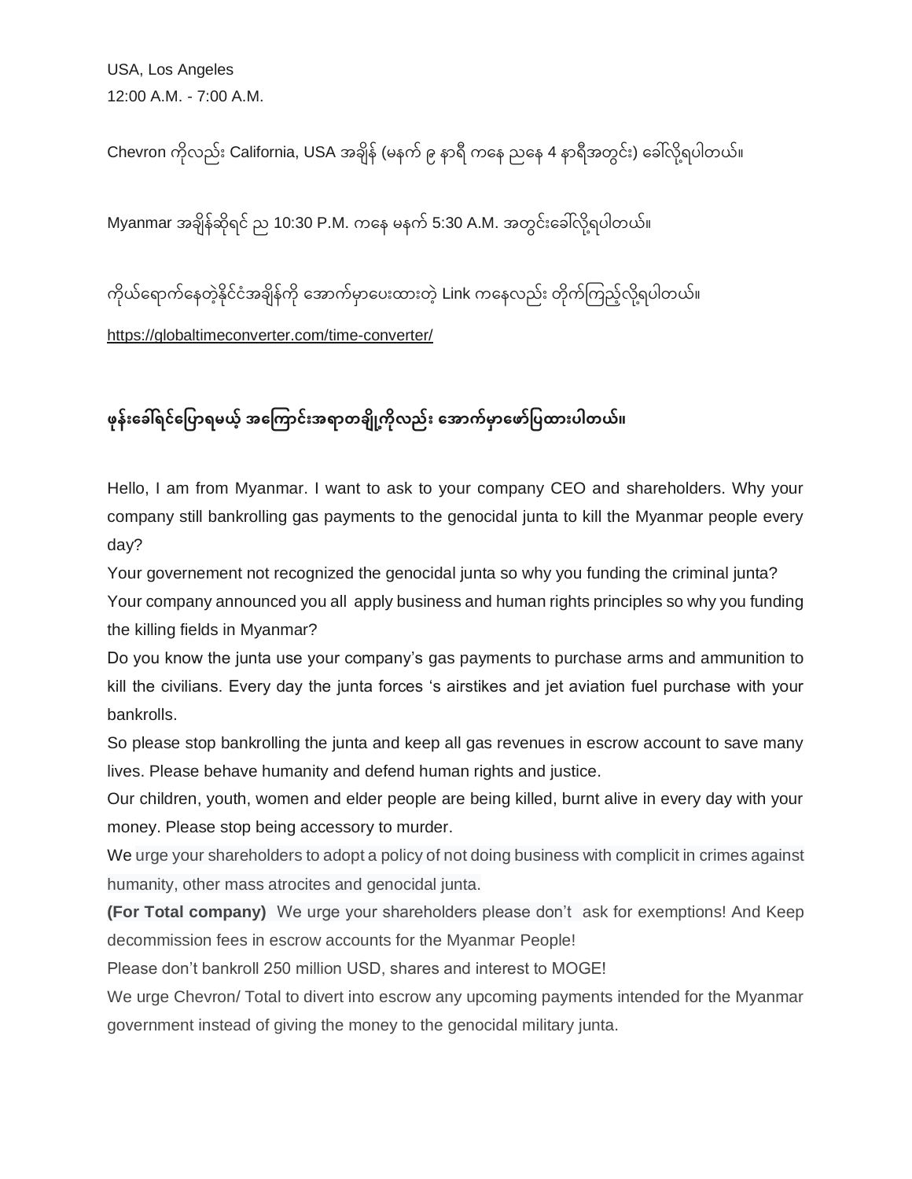USA, Los Angeles

12:00 A.M. - 7:00 A.M.

Chevron ကိုလည်း California, USA အချိန် (မနက် ၉ နာရီ ကနေ ညနေ 4 နာရီအတွင်း) ခေါ်လို့ရပါတယ်။

Myanmar အချိန်ဆိုရင် ည 10:30 P.M. ကနေ မနက် 5:30 A.M. အတွင်းခေါ်လို့ရပါတယ်။

ကိုယ်ရောက်နေတဲ့နိုင်ငံအချိန်ကို အောက်မှာပေးထားတဲ့ Link ကနေလည်း တိုက်ကြည့်လို့ရပါတယ်။

https://globaltimeconverter.com/time-converter/

## ဖုန်းခေါ်ရင်ပြောရမယ့် အကြောင်းအရာတချို့ကိုလည်း အောက်မှာဖော်ပြထားပါတယ်။

Hello, I am from Myanmar. I want to ask to your company CEO and shareholders. Why your company still bankrolling gas payments to the genocidal junta to kill the Myanmar people every day?

Your governement not recognized the genocidal junta so why you funding the criminal junta?

Your company announced you all apply business and human rights principles so why you funding the killing fields in Myanmar?

Do you know the junta use your company's gas payments to purchase arms and ammunition to kill the civilians. Every day the junta forces 's airstikes and jet aviation fuel purchase with your bankrolls.

So please stop bankrolling the junta and keep all gas revenues in escrow account to save many lives. Please behave humanity and defend human rights and justice.

Our children, youth, women and elder people are being killed, burnt alive in every day with your money. Please stop being accessory to murder.

We urge your shareholders to adopt a policy of not doing business with complicit in crimes against humanity, other mass atrocites and genocidal junta.

**(For Total company)** We urge your shareholders please don't ask for exemptions! And Keep decommission fees in escrow accounts for the Myanmar People!

Please don't bankroll 250 million USD, shares and interest to MOGE!

We urge Chevron/ Total to divert into escrow any upcoming payments intended for the Myanmar government instead of giving the money to the genocidal military junta.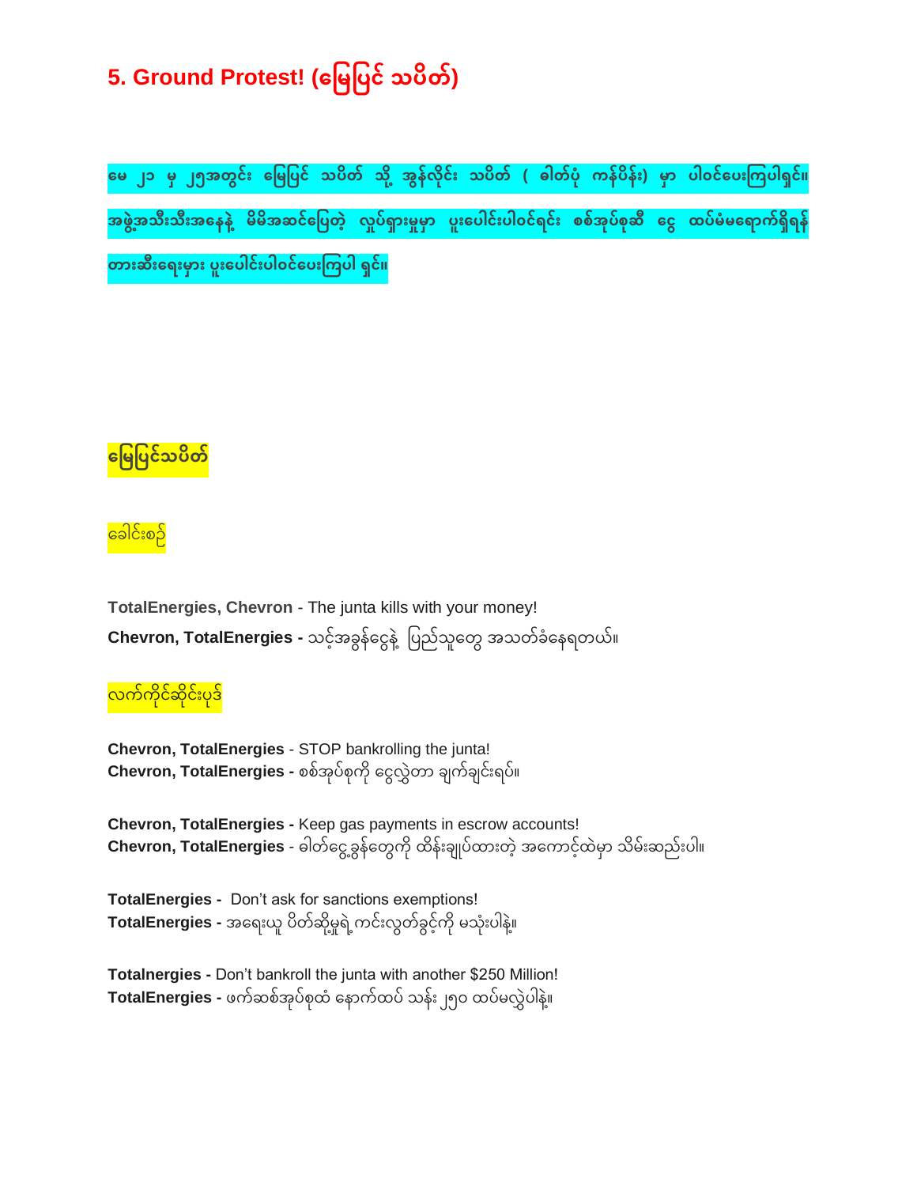# 5. Ground Protest! (မြေပြင် သပိတ်)

**မေ ၂၁ မှ ၂၅အတွင်း မြေပြင် သပိတ် သို့ အွန်လိုင်း သပိတ် ( ဓါတ်ပုံ ကန်ပိန်း) မှာ ပါဝင်ပေးကြပါရှင်။ အဖွဲ့အသီးသီးအနေနဲ့ မိမိအဆင်ပြေတဲ့ လှုပ်ရှားမှုမှာ ပူးပေါင်းပါဝင်ရင်း စစ်အုပ်စုဆီ ငွေ ထပ်မံမရောက်ရှိရန် တားဆီးရေးမှာ ပူးပေါင်းပါဝင်ပေးကြပါ ရှင်။**

## မြေပြင်သပိတ်

ခေါင်းစဉ်

**TotalEnergies, Chevron** - The junta kills with your money!
**Chevron, TotalEnergies -** သင့်အခွန်ငွေနဲ့ ပြည်သူတွေ အသတ်ခံနေရတယ်။

လက်ကိုင်ဆိုင်းဘုဒ်

**Chevron, TotalEnergies** - STOP bankrolling the junta!
**Chevron, TotalEnergies -** စစ်အုပ်စုကို ငွေလွှဲတာ ချက်ချင်းရပ်။

**Chevron, TotalEnergies -** Keep gas payments in escrow accounts!
**Chevron, TotalEnergies** - ဓါတ်ငွေ့ခွန်တွေကို ထိန်းချုပ်ထားတဲ့ အကောင့်ထဲမှာ သိမ်းဆည်းပါ။

**TotalEnergies -** Don't ask for sanctions exemptions!
**TotalEnergies -** အရေးယူ ပိတ်ဆို့မှုရဲ့ ကင်းလွတ်ခွင့်ကို မသုံးပါနဲ့။

**Totalnergies -** Don't bankroll the junta with another $250 Million!
**TotalEnergies -** ဖက်ဆစ်အုပ်စုထံ နောက်ထပ် သန်း ၂၅၀ ထပ်မလွှဲပါနဲ့။